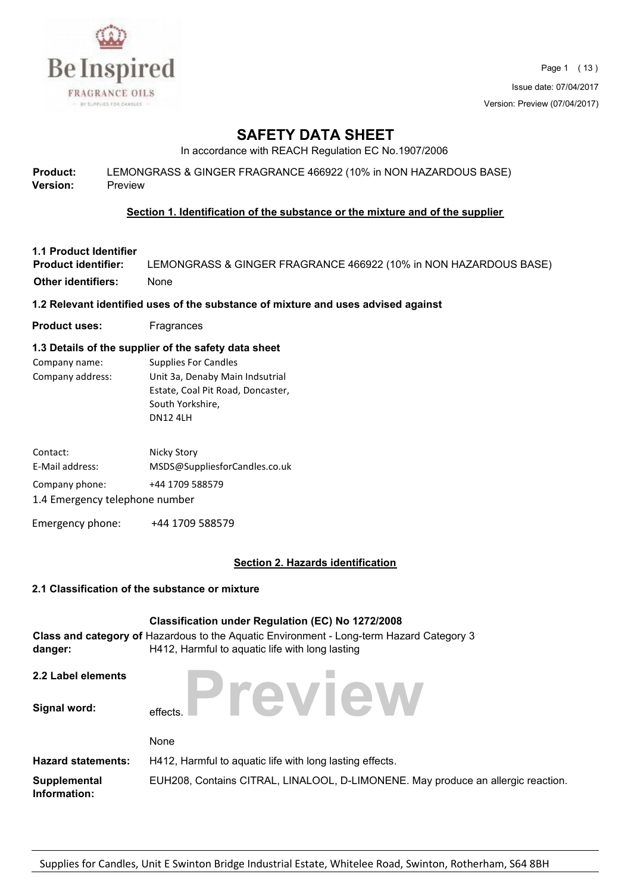# SAFETY DATA SHEET

In accordance with REACH Regulation EC No.1907/2006

**Product:** LEMONGRASS & GINGER FRAGRANCE 466922 (10% in NON HAZARDOUS BASE)
**Version:** Preview

## Section 1. Identification of the substance or the mixture and of the supplier

### 1.1 Product Identifier

**Product identifier:** LEMONGRASS & GINGER FRAGRANCE 466922 (10% in NON HAZARDOUS BASE)

**Other identifiers:** None

### 1.2 Relevant identified uses of the substance of mixture and uses advised against

**Product uses:** Fragrances

### 1.3 Details of the supplier of the safety data sheet

Company name: Supplies For Candles
Company address: Unit 3a, Denaby Main Indsutrial Estate, Coal Pit Road, Doncaster, South Yorkshire, DN12 4LH

Contact: Nicky Story
E-Mail address: MSDS@SuppliesforCandles.co.uk
Company phone: +44 1709 588579

1.4 Emergency telephone number

Emergency phone: +44 1709 588579

## Section 2. Hazards identification

### 2.1 Classification of the substance or mixture

**Classification under Regulation (EC) No 1272/2008**

**Class and category of danger:** Hazardous to the Aquatic Environment - Long-term Hazard Category 3
H412, Harmful to aquatic life with long lasting effects.

### 2.2 Label elements

**Signal word:** None

**Hazard statements:** H412, Harmful to aquatic life with long lasting effects.

**Supplemental Information:** EUH208, Contains CITRAL, LINALOOL, D-LIMONENE. May produce an allergic reaction.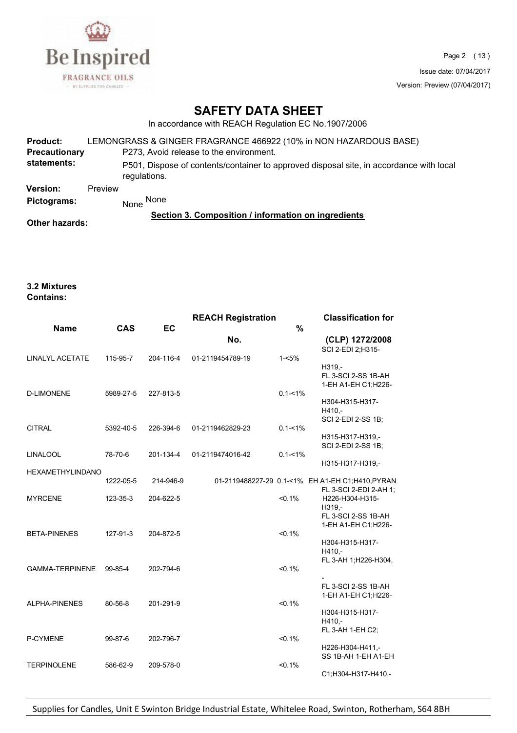# SAFETY DATA SHEET

In accordance with REACH Regulation EC No.1907/2006

**Product:** LEMONGRASS & GINGER FRAGRANCE 466922 (10% in NON HAZARDOUS BASE)

**Precautionary statements:** P273, Avoid release to the environment.

P501, Dispose of contents/container to approved disposal site, in accordance with local regulations.

**Version:** Preview

**Pictograms:** None None

**Other hazards:**

## Section 3. Composition / information on ingredients

### 3.2 Mixtures

**Contains:**

| Name | CAS | EC | REACH Registration No. | % | Classification for (CLP) 1272/2008 |
|---|---|---|---|---|---|
| LINALYL ACETATE | 115-95-7 | 204-116-4 | 01-2119454789-19 | 1-<5% | SCI 2-EDI 2;H315-H319,- |
| D-LIMONENE | 5989-27-5 | 227-813-5 | | 0.1-<1% | FL 3-SCI 2-SS 1B-AH 1-EH A1-EH C1;H226-H304-H315-H317-H410,- |
| CITRAL | 5392-40-5 | 226-394-6 | 01-2119462829-23 | 0.1-<1% | SCI 2-EDI 2-SS 1B;H315-H317-H319,- |
| LINALOOL | 78-70-6 | 201-134-4 | 01-2119474016-42 | 0.1-<1% | SCI 2-EDI 2-SS 1B;H315-H317-H319,- |
| HEXAMETHYLINDANOPYRAN | 1222-05-5 | 214-946-9 | 01-2119488227-29 | 0.1-<1% | EH A1-EH C1;H410,- |
| MYRCENE | 123-35-3 | 204-622-5 | | <0.1% | FL 3-SCI 2-EDI 2-AH 1;H226-H304-H315-H319,- |
| BETA-PINENES | 127-91-3 | 204-872-5 | | <0.1% | FL 3-SCI 2-SS 1B-AH 1-EH A1-EH C1;H226-H304-H315-H317-H410,- |
| GAMMA-TERPINENE | 99-85-4 | 202-794-6 | | <0.1% | FL 3-AH 1;H226-H304,- |
| ALPHA-PINENES | 80-56-8 | 201-291-9 | | <0.1% | FL 3-SCI 2-SS 1B-AH 1-EH A1-EH C1;H226-H304-H315-H317-H410,- |
| P-CYMENE | 99-87-6 | 202-796-7 | | <0.1% | FL 3-AH 1-EH C2;H226-H304-H411,- |
| TERPINOLENE | 586-62-9 | 209-578-0 | | <0.1% | SS 1B-AH 1-EH A1-EH C1;H304-H317-H410,- |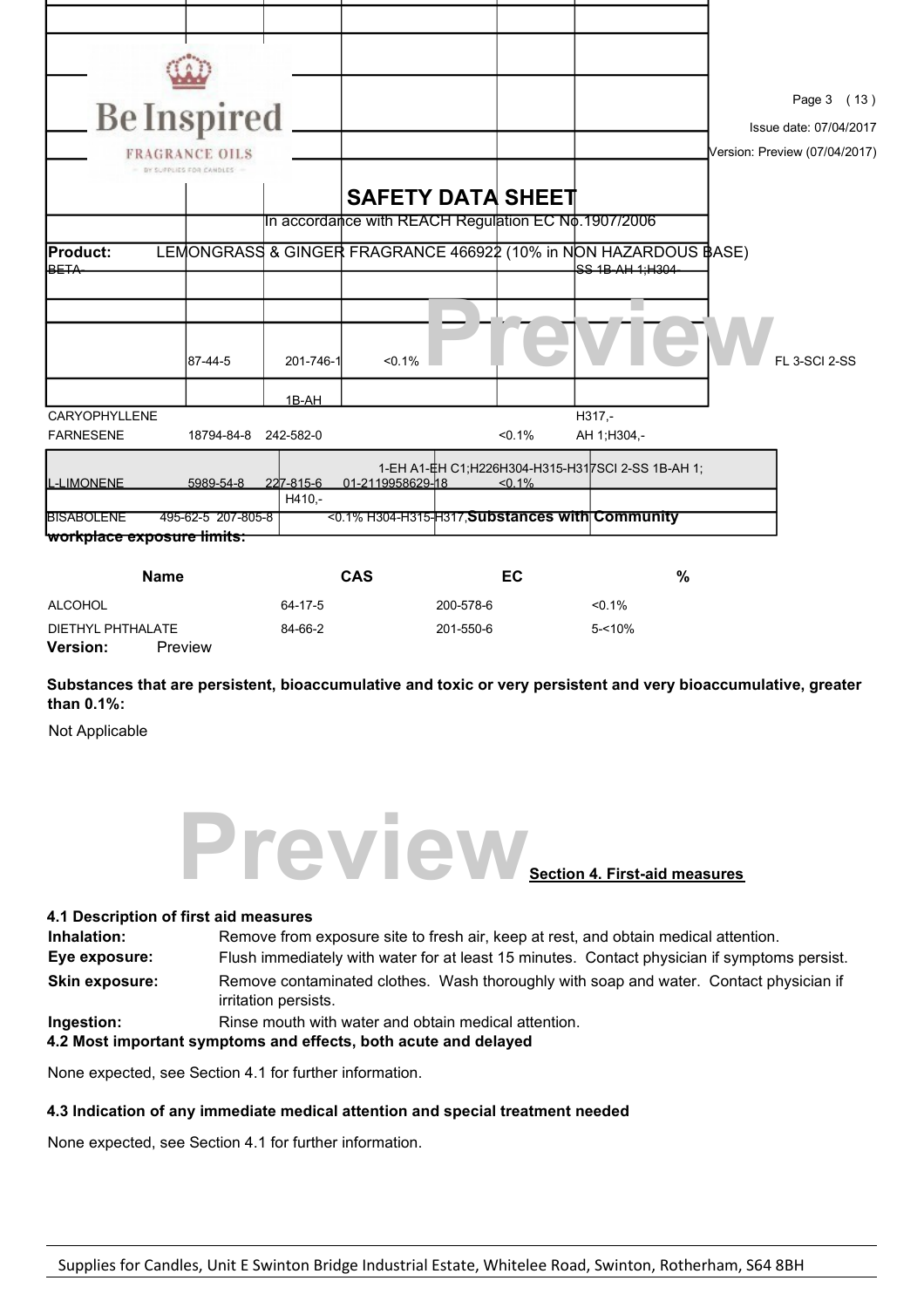# SAFETY DATA SHEET

In accordance with REACH Regulation EC No.1907/2006

**Product:** LEMONGRASS & GINGER FRAGRANCE 466922 (10% in NON HAZARDOUS BASE)

| | | | | | | |
|---|---|---|---|---|---|---|
| BETA- | | | | | SS 1B-AH 1;H304- | |
| | 87-44-5 | 201-746-1 | | <0.1% | | FL 3-SCI 2-SS |
| | | 1B-AH | | | | |
| CARYOPHYLLENE | | | | | H317,- | |
| FARNESENE | 18794-84-8 | 242-582-0 | | <0.1% | AH 1;H304,- | |
| L-LIMONENE | 5989-54-8 | 227-815-6 | 01-2119958629-18 | <0.1% | 1-EH A1-EH C1;H226H304-H315-H317SCI 2-SS 1B-AH 1; | |
| | | H410,- | | | | |
| BISABOLENE | 495-62-5 | 207-805-8 | | <0.1% | H304-H315-H317, | |

**Substances with Community workplace exposure limits:**

| Name | CAS | EC | % |
|---|---|---|---|
| ALCOHOL | 64-17-5 | 200-578-6 | <0.1% |
| DIETHYL PHTHALATE | 84-66-2 | 201-550-6 | 5-<10% |

**Version:** Preview

**Substances that are persistent, bioaccumulative and toxic or very persistent and very bioaccumulative, greater than 0.1%:**

Not Applicable

## Section 4. First-aid measures

**4.1 Description of first aid measures**

**Inhalation:** Remove from exposure site to fresh air, keep at rest, and obtain medical attention.

**Eye exposure:** Flush immediately with water for at least 15 minutes. Contact physician if symptoms persist.

**Skin exposure:** Remove contaminated clothes. Wash thoroughly with soap and water. Contact physician if irritation persists.

**Ingestion:** Rinse mouth with water and obtain medical attention.

**4.2 Most important symptoms and effects, both acute and delayed**

None expected, see Section 4.1 for further information.

**4.3 Indication of any immediate medical attention and special treatment needed**

None expected, see Section 4.1 for further information.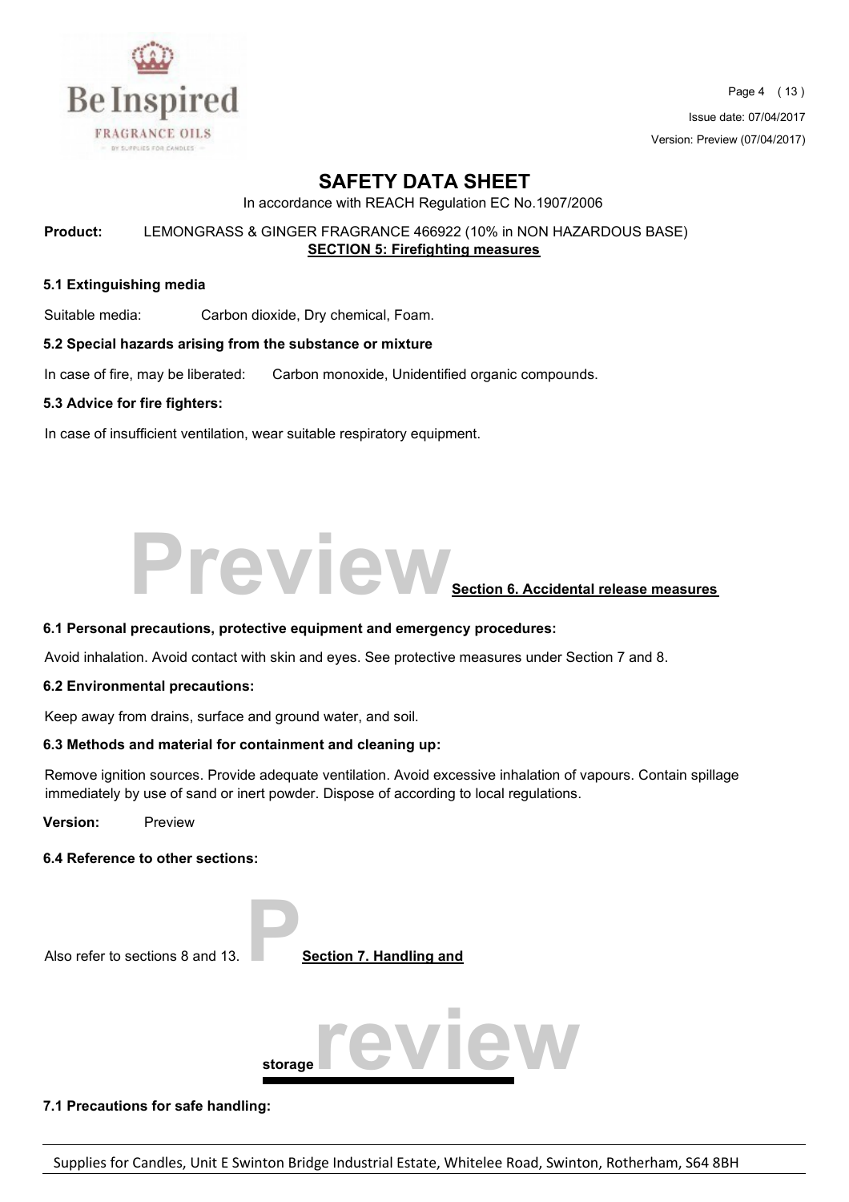# SAFETY DATA SHEET

In accordance with REACH Regulation EC No.1907/2006

**Product:** LEMONGRASS & GINGER FRAGRANCE 466922 (10% in NON HAZARDOUS BASE)

## SECTION 5: Firefighting measures

### 5.1 Extinguishing media

Suitable media: Carbon dioxide, Dry chemical, Foam.

### 5.2 Special hazards arising from the substance or mixture

In case of fire, may be liberated: Carbon monoxide, Unidentified organic compounds.

### 5.3 Advice for fire fighters:

In case of insufficient ventilation, wear suitable respiratory equipment.

## Section 6. Accidental release measures

### 6.1 Personal precautions, protective equipment and emergency procedures:

Avoid inhalation. Avoid contact with skin and eyes. See protective measures under Section 7 and 8.

### 6.2 Environmental precautions:

Keep away from drains, surface and ground water, and soil.

### 6.3 Methods and material for containment and cleaning up:

Remove ignition sources. Provide adequate ventilation. Avoid excessive inhalation of vapours. Contain spillage immediately by use of sand or inert powder. Dispose of according to local regulations.

**Version:** Preview

### 6.4 Reference to other sections:

Also refer to sections 8 and 13.

## Section 7. Handling and storage

### 7.1 Precautions for safe handling: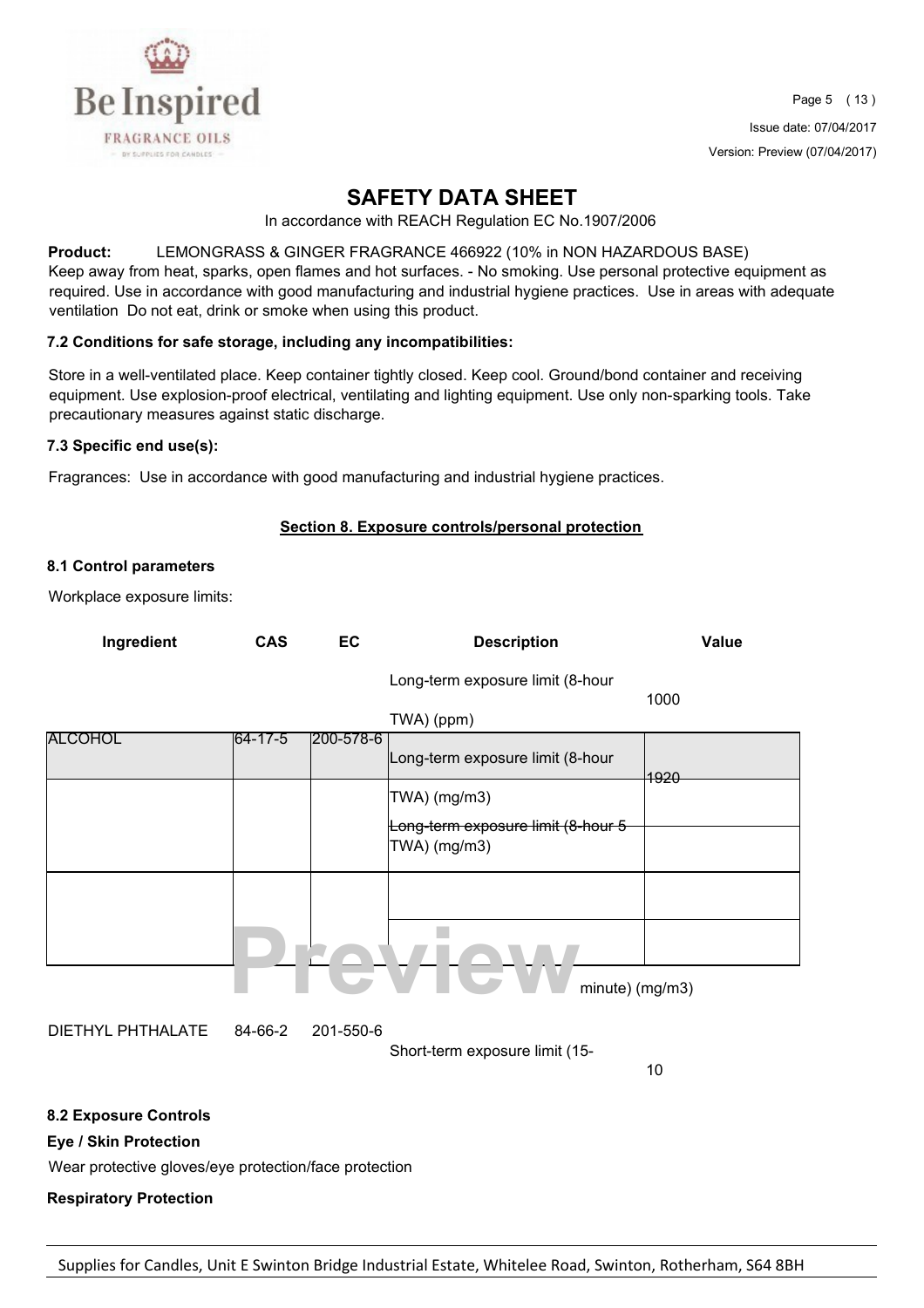**Product:** LEMONGRASS & GINGER FRAGRANCE 466922 (10% in NON HAZARDOUS BASE)

Keep away from heat, sparks, open flames and hot surfaces. - No smoking. Use personal protective equipment as required. Use in accordance with good manufacturing and industrial hygiene practices. Use in areas with adequate ventilation Do not eat, drink or smoke when using this product.

### 7.2 Conditions for safe storage, including any incompatibilities:

Store in a well-ventilated place. Keep container tightly closed. Keep cool. Ground/bond container and receiving equipment. Use explosion-proof electrical, ventilating and lighting equipment. Use only non-sparking tools. Take precautionary measures against static discharge.

### 7.3 Specific end use(s):

Fragrances: Use in accordance with good manufacturing and industrial hygiene practices.

## Section 8. Exposure controls/personal protection

### 8.1 Control parameters

Workplace exposure limits:

| Ingredient | CAS | EC | Description | Value |
|---|---|---|---|---|
| ALCOHOL | 64-17-5 | 200-578-6 | Long-term exposure limit (8-hour TWA) (ppm) | 1000 |
| | | | Long-term exposure limit (8-hour TWA) (mg/m3) | 1920 |
| | | | Long-term exposure limit (8-hour 5 TWA) (mg/m3) | |
| | | | | |
| | | | minute) (mg/m3) | |
| DIETHYL PHTHALATE | 84-66-2 | 201-550-6 | Short-term exposure limit (15- | 10 |

### 8.2 Exposure Controls

**Eye / Skin Protection**

Wear protective gloves/eye protection/face protection

**Respiratory Protection**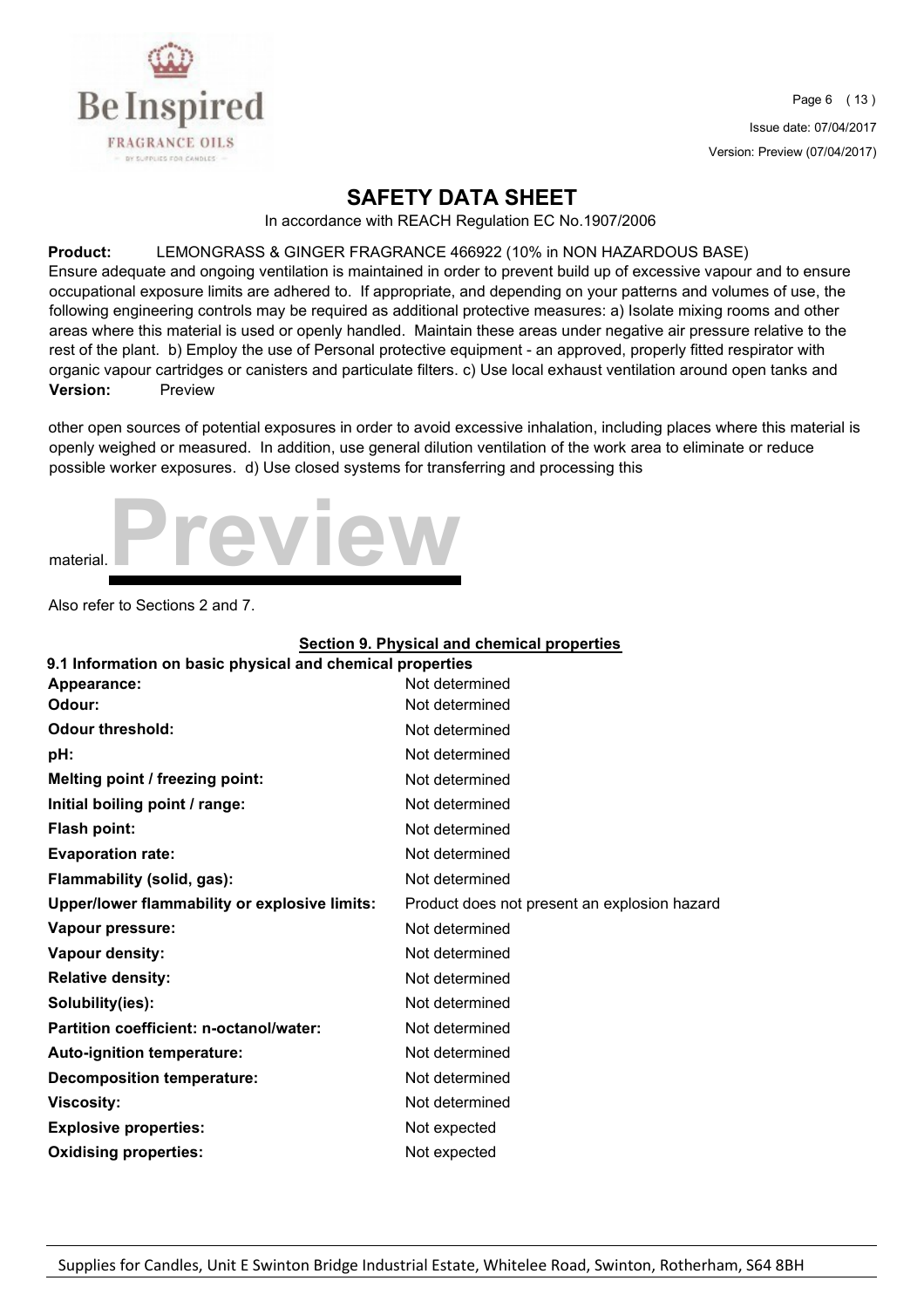# SAFETY DATA SHEET

In accordance with REACH Regulation EC No.1907/2006

**Product:** LEMONGRASS & GINGER FRAGRANCE 466922 (10% in NON HAZARDOUS BASE)

Ensure adequate and ongoing ventilation is maintained in order to prevent build up of excessive vapour and to ensure occupational exposure limits are adhered to. If appropriate, and depending on your patterns and volumes of use, the following engineering controls may be required as additional protective measures: a) Isolate mixing rooms and other areas where this material is used or openly handled. Maintain these areas under negative air pressure relative to the rest of the plant. b) Employ the use of Personal protective equipment - an approved, properly fitted respirator with organic vapour cartridges or canisters and particulate filters. c) Use local exhaust ventilation around open tanks and

**Version:** Preview

other open sources of potential exposures in order to avoid excessive inhalation, including places where this material is openly weighed or measured. In addition, use general dilution ventilation of the work area to eliminate or reduce possible worker exposures. d) Use closed systems for transferring and processing this material.

Also refer to Sections 2 and 7.

## Section 9. Physical and chemical properties

### 9.1 Information on basic physical and chemical properties

| Property | Value |
|---|---|
| **Appearance:** | Not determined |
| **Odour:** | Not determined |
| **Odour threshold:** | Not determined |
| **pH:** | Not determined |
| **Melting point / freezing point:** | Not determined |
| **Initial boiling point / range:** | Not determined |
| **Flash point:** | Not determined |
| **Evaporation rate:** | Not determined |
| **Flammability (solid, gas):** | Not determined |
| **Upper/lower flammability or explosive limits:** | Product does not present an explosion hazard |
| **Vapour pressure:** | Not determined |
| **Vapour density:** | Not determined |
| **Relative density:** | Not determined |
| **Solubility(ies):** | Not determined |
| **Partition coefficient: n-octanol/water:** | Not determined |
| **Auto-ignition temperature:** | Not determined |
| **Decomposition temperature:** | Not determined |
| **Viscosity:** | Not determined |
| **Explosive properties:** | Not expected |
| **Oxidising properties:** | Not expected |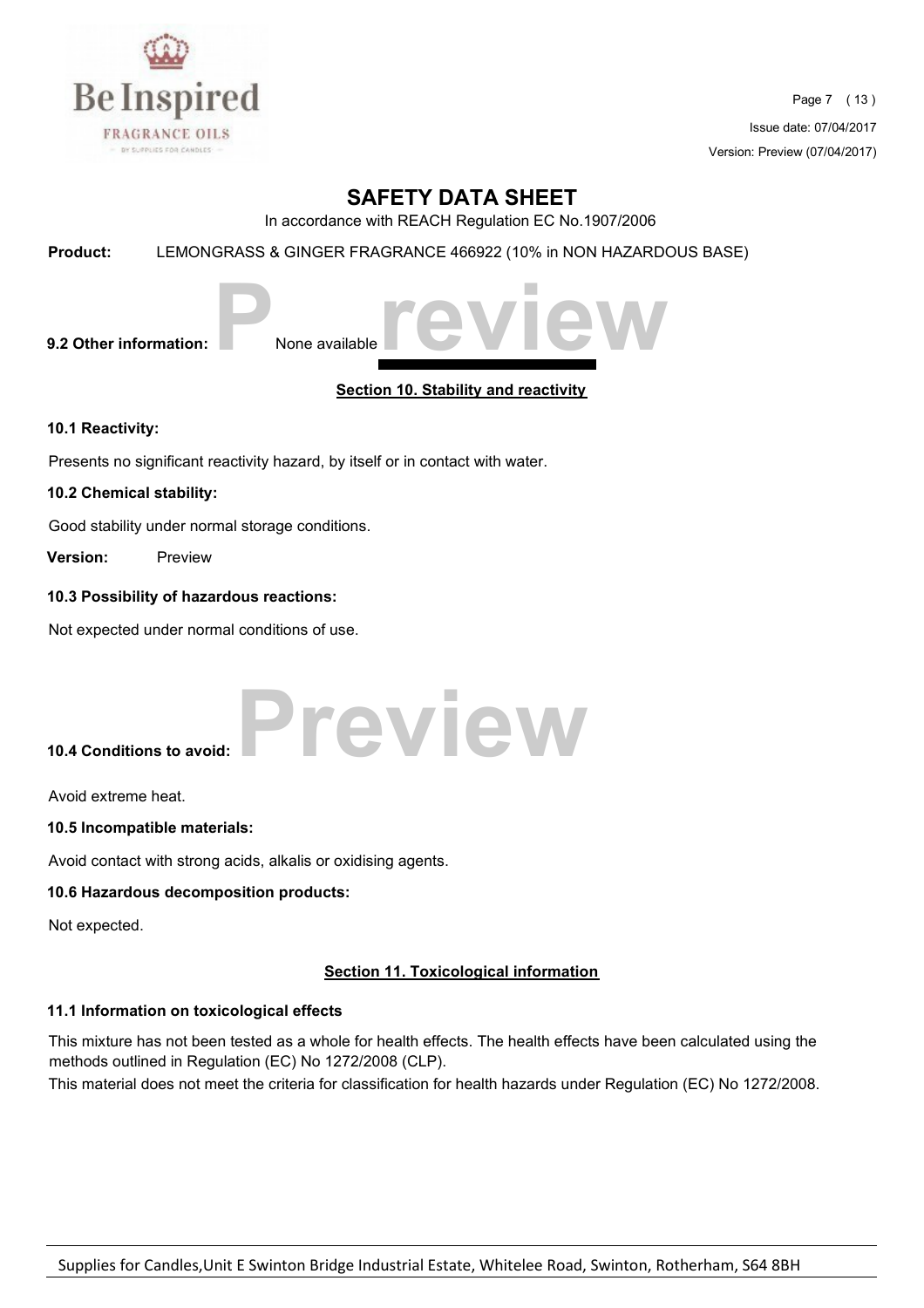**9.2 Other information:** None available

## Section 10. Stability and reactivity

**10.1 Reactivity:**

Presents no significant reactivity hazard, by itself or in contact with water.

**10.2 Chemical stability:**

Good stability under normal storage conditions.

**10.3 Possibility of hazardous reactions:**

Not expected under normal conditions of use.

**10.4 Conditions to avoid:**

Avoid extreme heat.

**10.5 Incompatible materials:**

Avoid contact with strong acids, alkalis or oxidising agents.

**10.6 Hazardous decomposition products:**

Not expected.

## Section 11. Toxicological information

**11.1 Information on toxicological effects**

This mixture has not been tested as a whole for health effects. The health effects have been calculated using the methods outlined in Regulation (EC) No 1272/2008 (CLP).

This material does not meet the criteria for classification for health hazards under Regulation (EC) No 1272/2008.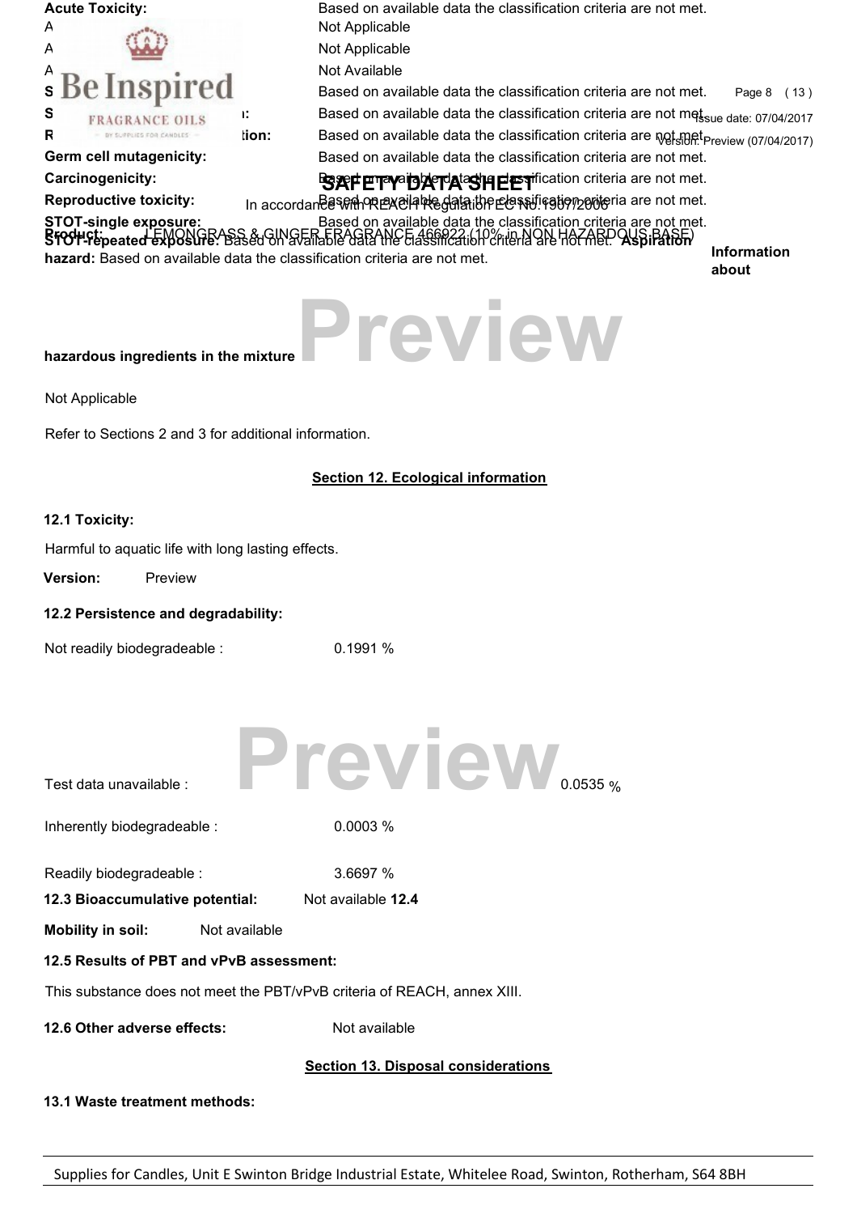**Acute Toxicity:** Based on available data the classification criteria are not met.

A Not Applicable

A Not Applicable

A Not Available

S Based on available data the classification criteria are not met.

S : Based on available data the classification criteria are not met.

R tion: Based on available data the classification criteria are not met.

**Germ cell mutagenicity:** Based on available data the classification criteria are not met.

**Carcinogenicity:** Based on available data the classification criteria are not met.

**Reproductive toxicity:** Based on available data the classification criteria are not met.

**STOT-single exposure:** Based on available data the classification criteria are not met.

**STOT-repeated exposure:** Based on available data the classification criteria are not met. **Aspiration hazard:** Based on available data the classification criteria are not met.

**Information about hazardous ingredients in the mixture**

Not Applicable

Refer to Sections 2 and 3 for additional information.

## Section 12. Ecological information

**12.1 Toxicity:**

Harmful to aquatic life with long lasting effects.

**12.2 Persistence and degradability:**

Not readily biodegradeable : 0.1991 %

Test data unavailable : 0.0535 %

Inherently biodegradeable : 0.0003 %

Readily biodegradeable : 3.6697 %

**12.3 Bioaccumulative potential:** Not available

**12.4 Mobility in soil:** Not available

**12.5 Results of PBT and vPvB assessment:**

This substance does not meet the PBT/vPvB criteria of REACH, annex XIII.

**12.6 Other adverse effects:** Not available

## Section 13. Disposal considerations

**13.1 Waste treatment methods:**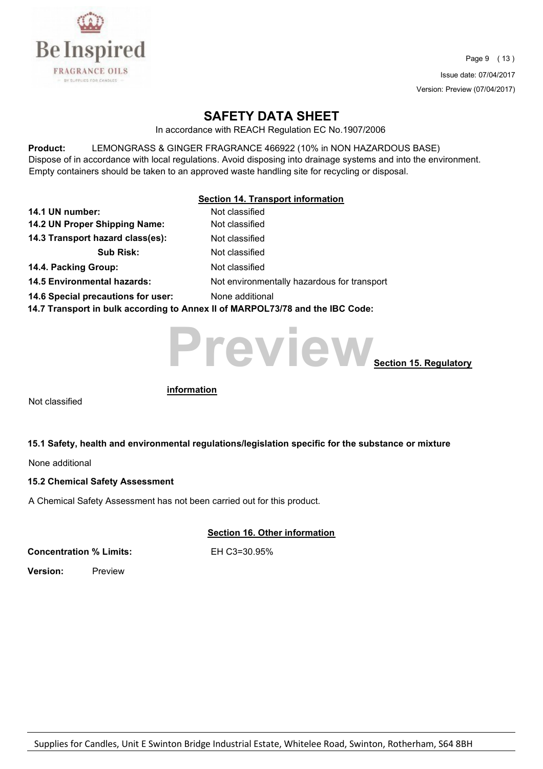# SAFETY DATA SHEET

In accordance with REACH Regulation EC No.1907/2006

**Product:** LEMONGRASS & GINGER FRAGRANCE 466922 (10% in NON HAZARDOUS BASE)

Dispose of in accordance with local regulations. Avoid disposing into drainage systems and into the environment. Empty containers should be taken to an approved waste handling site for recycling or disposal.

## Section 14. Transport information

| | |
|---|---|
| **14.1 UN number:** | Not classified |
| **14.2 UN Proper Shipping Name:** | Not classified |
| **14.3 Transport hazard class(es):** | Not classified |
| **Sub Risk:** | Not classified |
| **14.4. Packing Group:** | Not classified |
| **14.5 Environmental hazards:** | Not environmentally hazardous for transport |
| **14.6 Special precautions for user:** | None additional |

**14.7 Transport in bulk according to Annex II of MARPOL73/78 and the IBC Code:**

Preview

## Section 15. Regulatory information

Not classified

**15.1 Safety, health and environmental regulations/legislation specific for the substance or mixture**

None additional

**15.2 Chemical Safety Assessment**

A Chemical Safety Assessment has not been carried out for this product.

## Section 16. Other information

**Concentration % Limits:** EH C3=30.95%

**Version:** Preview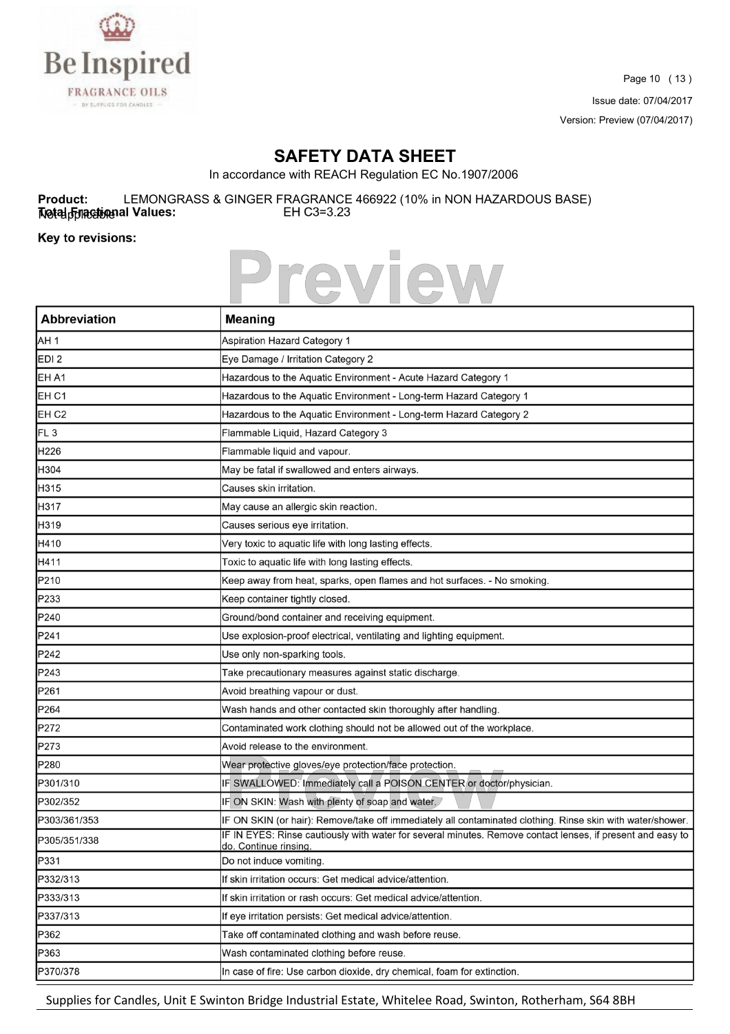# SAFETY DATA SHEET

In accordance with REACH Regulation EC No.1907/2006

**Product:** LEMONGRASS & GINGER FRAGRANCE 466922 (10% in NON HAZARDOUS BASE)

**Total Fractional Values:** Not applicable EH C3=3.23

**Key to revisions:**

| Abbreviation | Meaning |
|---|---|
| AH 1 | Aspiration Hazard Category 1 |
| EDI 2 | Eye Damage / Irritation Category 2 |
| EH A1 | Hazardous to the Aquatic Environment - Acute Hazard Category 1 |
| EH C1 | Hazardous to the Aquatic Environment - Long-term Hazard Category 1 |
| EH C2 | Hazardous to the Aquatic Environment - Long-term Hazard Category 2 |
| FL 3 | Flammable Liquid, Hazard Category 3 |
| H226 | Flammable liquid and vapour. |
| H304 | May be fatal if swallowed and enters airways. |
| H315 | Causes skin irritation. |
| H317 | May cause an allergic skin reaction. |
| H319 | Causes serious eye irritation. |
| H410 | Very toxic to aquatic life with long lasting effects. |
| H411 | Toxic to aquatic life with long lasting effects. |
| P210 | Keep away from heat, sparks, open flames and hot surfaces. - No smoking. |
| P233 | Keep container tightly closed. |
| P240 | Ground/bond container and receiving equipment. |
| P241 | Use explosion-proof electrical, ventilating and lighting equipment. |
| P242 | Use only non-sparking tools. |
| P243 | Take precautionary measures against static discharge. |
| P261 | Avoid breathing vapour or dust. |
| P264 | Wash hands and other contacted skin thoroughly after handling. |
| P272 | Contaminated work clothing should not be allowed out of the workplace. |
| P273 | Avoid release to the environment. |
| P280 | Wear protective gloves/eye protection/face protection. |
| P301/310 | IF SWALLOWED: Immediately call a POISON CENTER or doctor/physician. |
| P302/352 | IF ON SKIN: Wash with plenty of soap and water. |
| P303/361/353 | IF ON SKIN (or hair): Remove/take off immediately all contaminated clothing. Rinse skin with water/shower. |
| P305/351/338 | IF IN EYES: Rinse cautiously with water for several minutes. Remove contact lenses, if present and easy to do. Continue rinsing. |
| P331 | Do not induce vomiting. |
| P332/313 | If skin irritation occurs: Get medical advice/attention. |
| P333/313 | If skin irritation or rash occurs: Get medical advice/attention. |
| P337/313 | If eye irritation persists: Get medical advice/attention. |
| P362 | Take off contaminated clothing and wash before reuse. |
| P363 | Wash contaminated clothing before reuse. |
| P370/378 | In case of fire: Use carbon dioxide, dry chemical, foam for extinction. |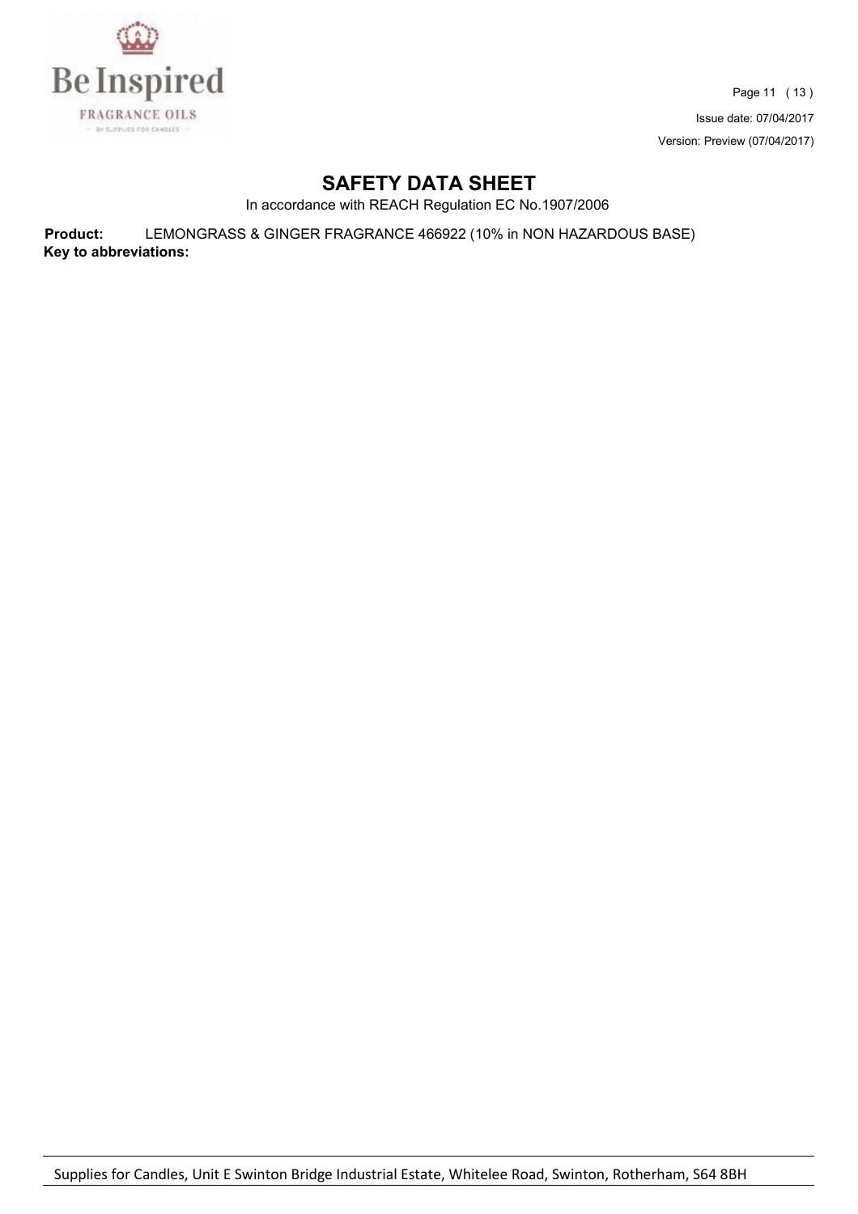## SAFETY DATA SHEET

In accordance with REACH Regulation EC No.1907/2006

**Product:** LEMONGRASS & GINGER FRAGRANCE 466922 (10% in NON HAZARDOUS BASE)

**Key to abbreviations:**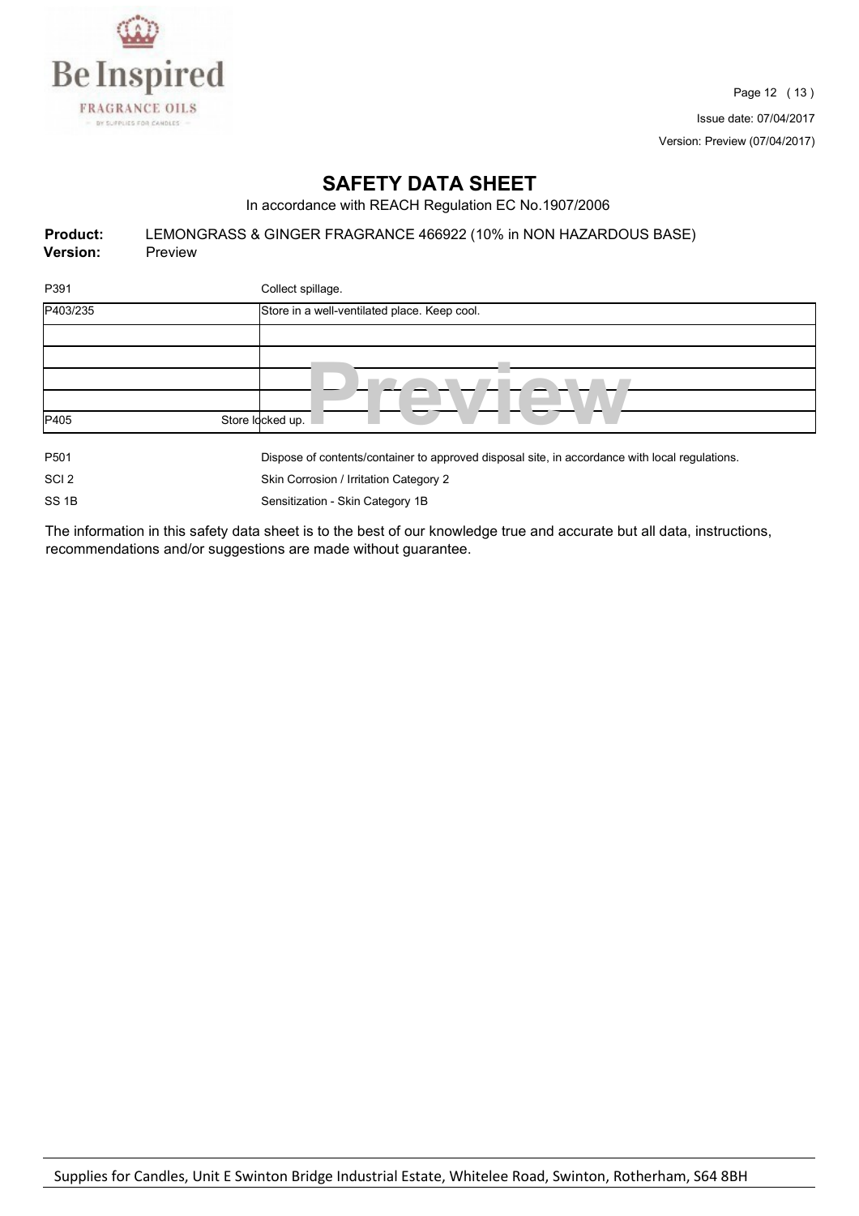# SAFETY DATA SHEET

In accordance with REACH Regulation EC No.1907/2006

**Product:** LEMONGRASS & GINGER FRAGRANCE 466922 (10% in NON HAZARDOUS BASE)
**Version:** Preview

| | |
|---|---|
| P391 | Collect spillage. |
| P403/235 | Store in a well-ventilated place. Keep cool. |
| | |
| | |
| | |
| | |
| P405 | Store locked up. |
| P501 | Dispose of contents/container to approved disposal site, in accordance with local regulations. |
| SCI 2 | Skin Corrosion / Irritation Category 2 |
| SS 1B | Sensitization - Skin Category 1B |

The information in this safety data sheet is to the best of our knowledge true and accurate but all data, instructions, recommendations and/or suggestions are made without guarantee.

Supplies for Candles, Unit E Swinton Bridge Industrial Estate, Whitelee Road, Swinton, Rotherham, S64 8BH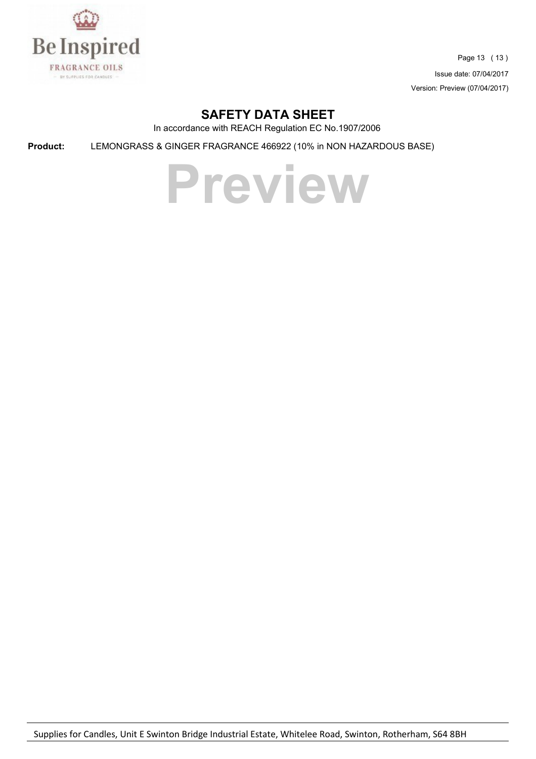# SAFETY DATA SHEET

In accordance with REACH Regulation EC No.1907/2006

**Product:** LEMONGRASS & GINGER FRAGRANCE 466922 (10% in NON HAZARDOUS BASE)

Preview